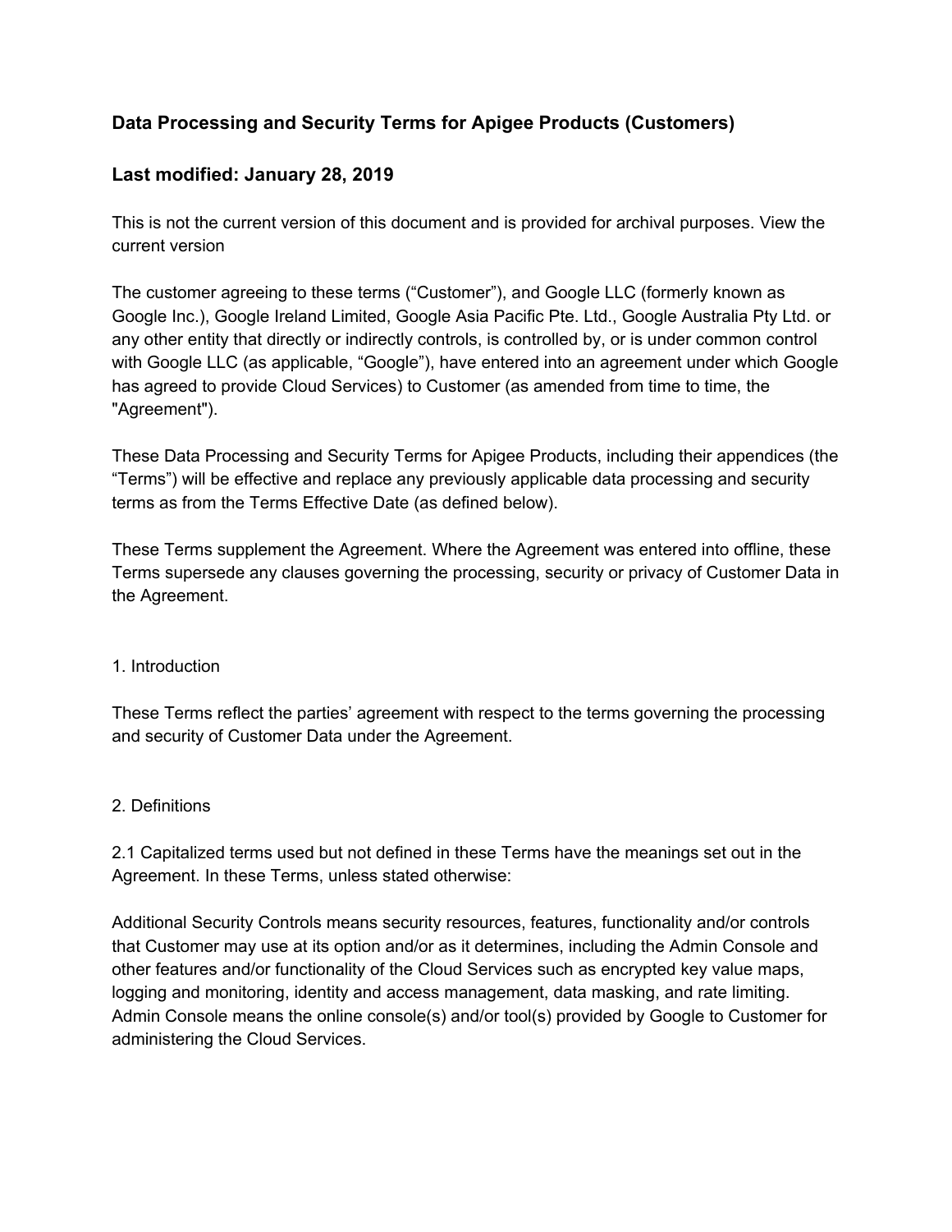## Data Processing and Security Terms for Apigee Products (Customers)

## Last modified: January 28, 2019

This is not the current version of this document and is provided for archival purposes. View the current version

The customer agreeing to these terms (“Customer”), and Google LLC (formerly known as Google Inc.), Google Ireland Limited, Google Asia Pacific Pte. Ltd., Google Australia Pty Ltd. or any other entity that directly or indirectly controls, is controlled by, or is under common control with Google LLC (as applicable, “Google”), have entered into an agreement under which Google has agreed to provide Cloud Services) to Customer (as amended from time to time, the "Agreement").

These Data Processing and Security Terms for Apigee Products, including their appendices (the “Terms”) will be effective and replace any previously applicable data processing and security terms as from the Terms Effective Date (as defined below).

These Terms supplement the Agreement. Where the Agreement was entered into offline, these Terms supersede any clauses governing the processing, security or privacy of Customer Data in the Agreement.

1. Introduction

These Terms reflect the parties’ agreement with respect to the terms governing the processing and security of Customer Data under the Agreement.

2. Definitions

2.1 Capitalized terms used but not defined in these Terms have the meanings set out in the Agreement. In these Terms, unless stated otherwise:

Additional Security Controls means security resources, features, functionality and/or controls that Customer may use at its option and/or as it determines, including the Admin Console and other features and/or functionality of the Cloud Services such as encrypted key value maps, logging and monitoring, identity and access management, data masking, and rate limiting.
Admin Console means the online console(s) and/or tool(s) provided by Google to Customer for administering the Cloud Services.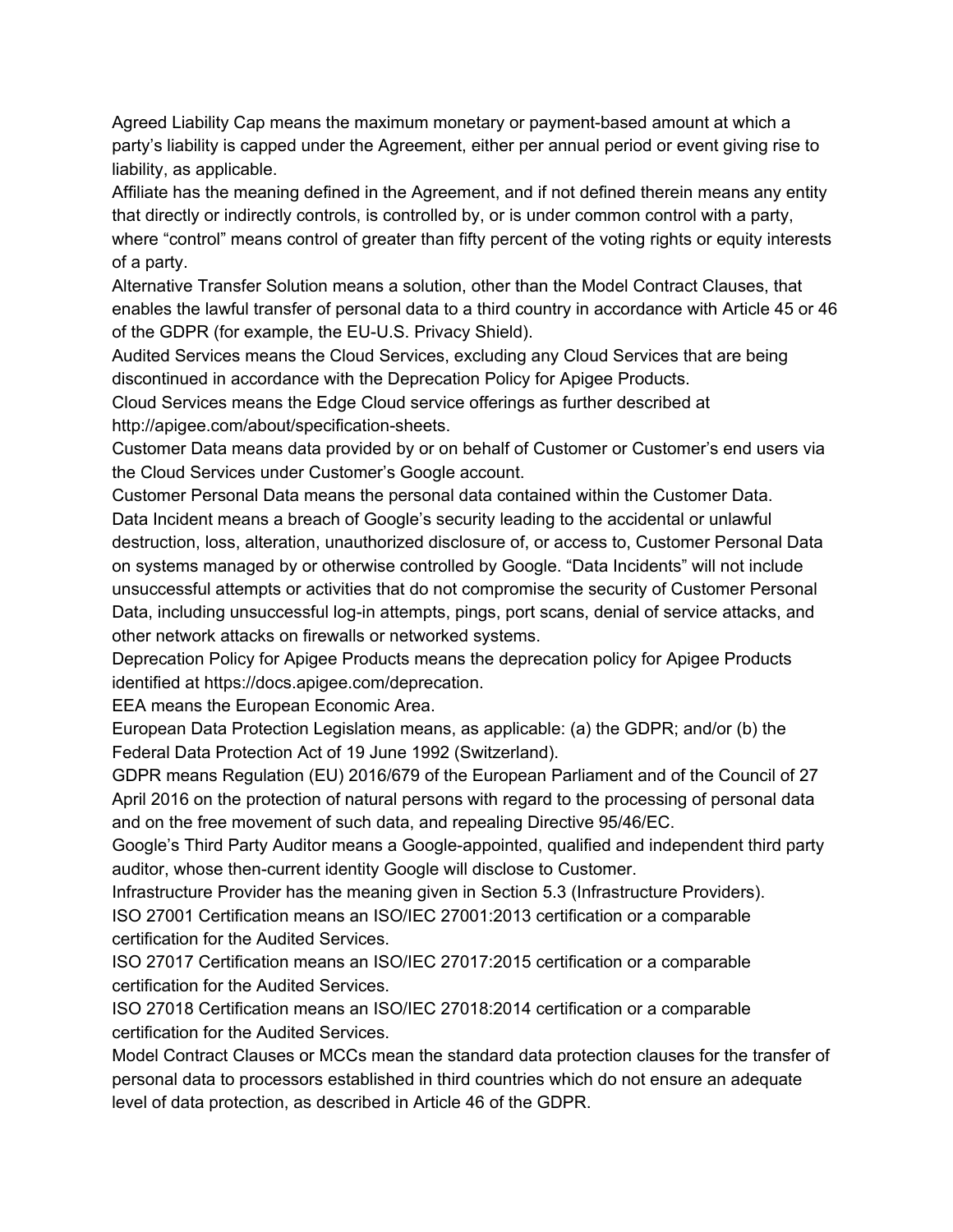Agreed Liability Cap means the maximum monetary or payment-based amount at which a party's liability is capped under the Agreement, either per annual period or event giving rise to liability, as applicable.

Affiliate has the meaning defined in the Agreement, and if not defined therein means any entity that directly or indirectly controls, is controlled by, or is under common control with a party, where "control" means control of greater than fifty percent of the voting rights or equity interests of a party.

Alternative Transfer Solution means a solution, other than the Model Contract Clauses, that enables the lawful transfer of personal data to a third country in accordance with Article 45 or 46 of the GDPR (for example, the EU-U.S. Privacy Shield).

Audited Services means the Cloud Services, excluding any Cloud Services that are being discontinued in accordance with the Deprecation Policy for Apigee Products.

Cloud Services means the Edge Cloud service offerings as further described at http://apigee.com/about/specification-sheets.

Customer Data means data provided by or on behalf of Customer or Customer's end users via the Cloud Services under Customer's Google account.

Customer Personal Data means the personal data contained within the Customer Data.

Data Incident means a breach of Google's security leading to the accidental or unlawful destruction, loss, alteration, unauthorized disclosure of, or access to, Customer Personal Data on systems managed by or otherwise controlled by Google. "Data Incidents" will not include unsuccessful attempts or activities that do not compromise the security of Customer Personal Data, including unsuccessful log-in attempts, pings, port scans, denial of service attacks, and other network attacks on firewalls or networked systems.

Deprecation Policy for Apigee Products means the deprecation policy for Apigee Products identified at https://docs.apigee.com/deprecation.

EEA means the European Economic Area.

European Data Protection Legislation means, as applicable: (a) the GDPR; and/or (b) the Federal Data Protection Act of 19 June 1992 (Switzerland).

GDPR means Regulation (EU) 2016/679 of the European Parliament and of the Council of 27 April 2016 on the protection of natural persons with regard to the processing of personal data and on the free movement of such data, and repealing Directive 95/46/EC.

Google's Third Party Auditor means a Google-appointed, qualified and independent third party auditor, whose then-current identity Google will disclose to Customer.

Infrastructure Provider has the meaning given in Section 5.3 (Infrastructure Providers).

ISO 27001 Certification means an ISO/IEC 27001:2013 certification or a comparable certification for the Audited Services.

ISO 27017 Certification means an ISO/IEC 27017:2015 certification or a comparable certification for the Audited Services.

ISO 27018 Certification means an ISO/IEC 27018:2014 certification or a comparable certification for the Audited Services.

Model Contract Clauses or MCCs mean the standard data protection clauses for the transfer of personal data to processors established in third countries which do not ensure an adequate level of data protection, as described in Article 46 of the GDPR.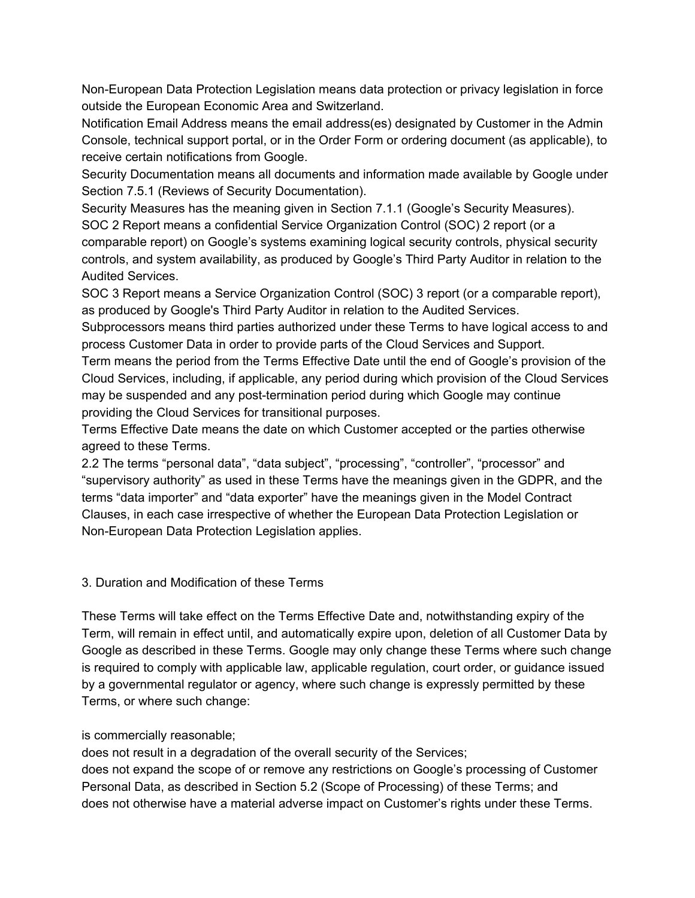Non-European Data Protection Legislation means data protection or privacy legislation in force outside the European Economic Area and Switzerland.

Notification Email Address means the email address(es) designated by Customer in the Admin Console, technical support portal, or in the Order Form or ordering document (as applicable), to receive certain notifications from Google.

Security Documentation means all documents and information made available by Google under Section 7.5.1 (Reviews of Security Documentation).

Security Measures has the meaning given in Section 7.1.1 (Google's Security Measures).

SOC 2 Report means a confidential Service Organization Control (SOC) 2 report (or a comparable report) on Google's systems examining logical security controls, physical security controls, and system availability, as produced by Google's Third Party Auditor in relation to the Audited Services.

SOC 3 Report means a Service Organization Control (SOC) 3 report (or a comparable report), as produced by Google's Third Party Auditor in relation to the Audited Services.

Subprocessors means third parties authorized under these Terms to have logical access to and process Customer Data in order to provide parts of the Cloud Services and Support.

Term means the period from the Terms Effective Date until the end of Google's provision of the Cloud Services, including, if applicable, any period during which provision of the Cloud Services may be suspended and any post-termination period during which Google may continue providing the Cloud Services for transitional purposes.

Terms Effective Date means the date on which Customer accepted or the parties otherwise agreed to these Terms.

2.2 The terms "personal data", "data subject", "processing", "controller", "processor" and "supervisory authority" as used in these Terms have the meanings given in the GDPR, and the terms "data importer" and "data exporter" have the meanings given in the Model Contract Clauses, in each case irrespective of whether the European Data Protection Legislation or Non-European Data Protection Legislation applies.

## 3. Duration and Modification of these Terms

These Terms will take effect on the Terms Effective Date and, notwithstanding expiry of the Term, will remain in effect until, and automatically expire upon, deletion of all Customer Data by Google as described in these Terms. Google may only change these Terms where such change is required to comply with applicable law, applicable regulation, court order, or guidance issued by a governmental regulator or agency, where such change is expressly permitted by these Terms, or where such change:

is commercially reasonable;
does not result in a degradation of the overall security of the Services;
does not expand the scope of or remove any restrictions on Google's processing of Customer Personal Data, as described in Section 5.2 (Scope of Processing) of these Terms; and
does not otherwise have a material adverse impact on Customer's rights under these Terms.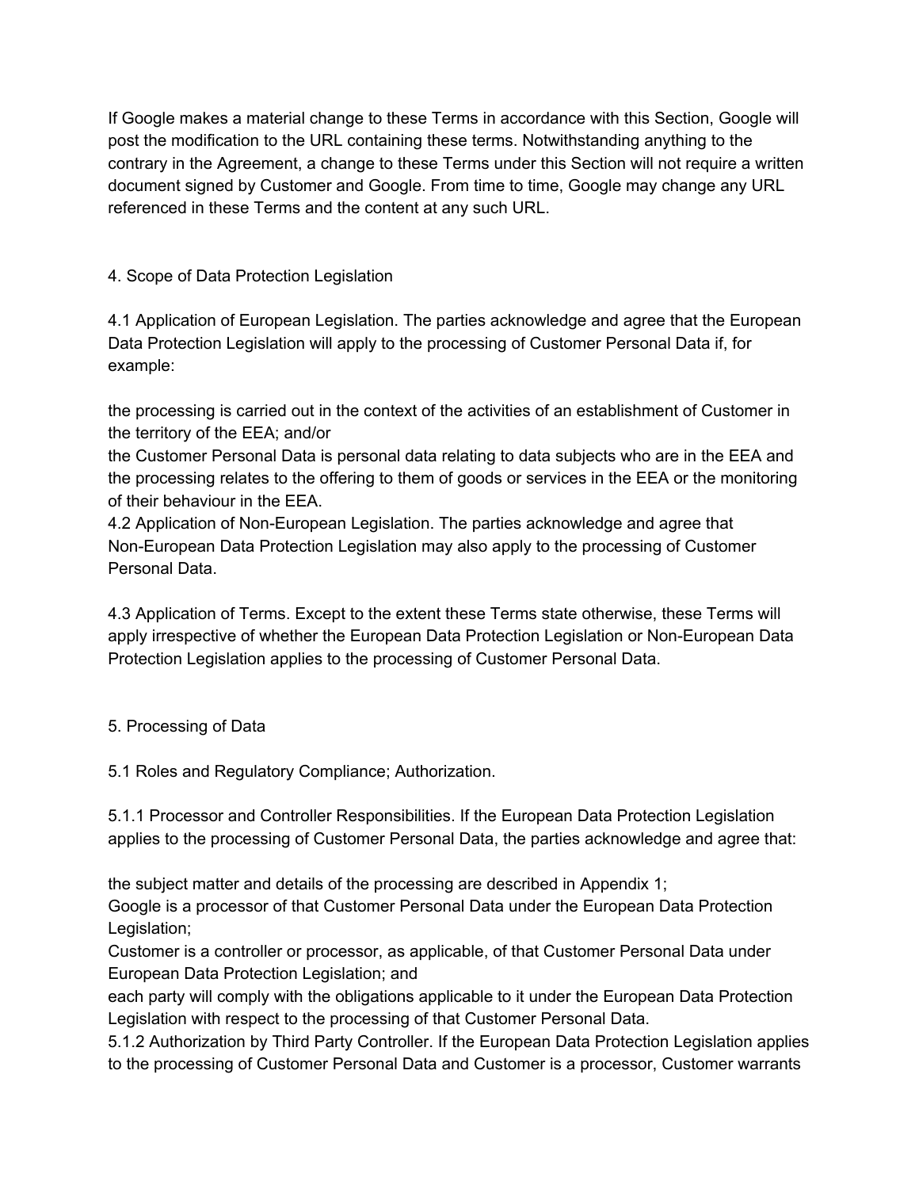If Google makes a material change to these Terms in accordance with this Section, Google will post the modification to the URL containing these terms. Notwithstanding anything to the contrary in the Agreement, a change to these Terms under this Section will not require a written document signed by Customer and Google. From time to time, Google may change any URL referenced in these Terms and the content at any such URL.

## 4. Scope of Data Protection Legislation

4.1 Application of European Legislation. The parties acknowledge and agree that the European Data Protection Legislation will apply to the processing of Customer Personal Data if, for example:

the processing is carried out in the context of the activities of an establishment of Customer in the territory of the EEA; and/or
the Customer Personal Data is personal data relating to data subjects who are in the EEA and the processing relates to the offering to them of goods or services in the EEA or the monitoring of their behaviour in the EEA.
4.2 Application of Non-European Legislation. The parties acknowledge and agree that Non-European Data Protection Legislation may also apply to the processing of Customer Personal Data.

4.3 Application of Terms. Except to the extent these Terms state otherwise, these Terms will apply irrespective of whether the European Data Protection Legislation or Non-European Data Protection Legislation applies to the processing of Customer Personal Data.

## 5. Processing of Data

5.1 Roles and Regulatory Compliance; Authorization.

5.1.1 Processor and Controller Responsibilities. If the European Data Protection Legislation applies to the processing of Customer Personal Data, the parties acknowledge and agree that:

the subject matter and details of the processing are described in Appendix 1;
Google is a processor of that Customer Personal Data under the European Data Protection Legislation;
Customer is a controller or processor, as applicable, of that Customer Personal Data under European Data Protection Legislation; and
each party will comply with the obligations applicable to it under the European Data Protection Legislation with respect to the processing of that Customer Personal Data.
5.1.2 Authorization by Third Party Controller. If the European Data Protection Legislation applies to the processing of Customer Personal Data and Customer is a processor, Customer warrants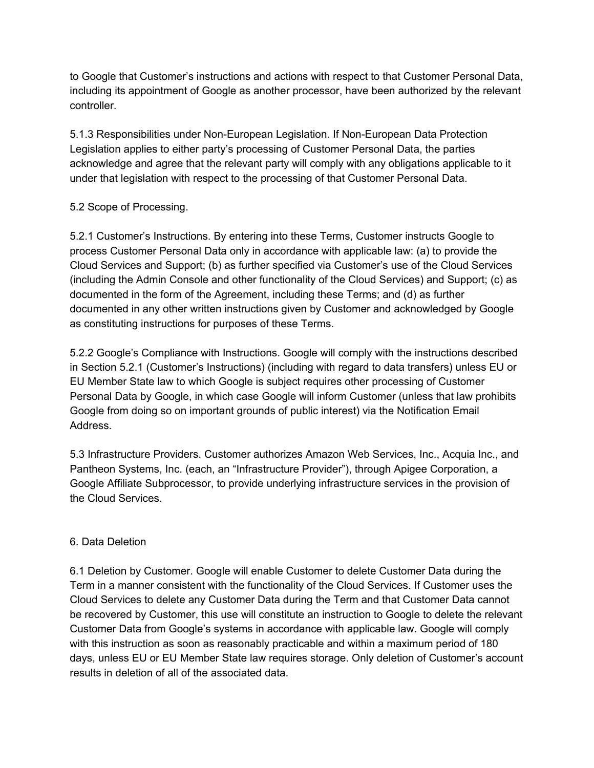to Google that Customer's instructions and actions with respect to that Customer Personal Data, including its appointment of Google as another processor, have been authorized by the relevant controller.

5.1.3 Responsibilities under Non-European Legislation. If Non-European Data Protection Legislation applies to either party's processing of Customer Personal Data, the parties acknowledge and agree that the relevant party will comply with any obligations applicable to it under that legislation with respect to the processing of that Customer Personal Data.

5.2 Scope of Processing.

5.2.1 Customer's Instructions. By entering into these Terms, Customer instructs Google to process Customer Personal Data only in accordance with applicable law: (a) to provide the Cloud Services and Support; (b) as further specified via Customer's use of the Cloud Services (including the Admin Console and other functionality of the Cloud Services) and Support; (c) as documented in the form of the Agreement, including these Terms; and (d) as further documented in any other written instructions given by Customer and acknowledged by Google as constituting instructions for purposes of these Terms.

5.2.2 Google's Compliance with Instructions. Google will comply with the instructions described in Section 5.2.1 (Customer's Instructions) (including with regard to data transfers) unless EU or EU Member State law to which Google is subject requires other processing of Customer Personal Data by Google, in which case Google will inform Customer (unless that law prohibits Google from doing so on important grounds of public interest) via the Notification Email Address.

5.3 Infrastructure Providers. Customer authorizes Amazon Web Services, Inc., Acquia Inc., and Pantheon Systems, Inc. (each, an "Infrastructure Provider"), through Apigee Corporation, a Google Affiliate Subprocessor, to provide underlying infrastructure services in the provision of the Cloud Services.

6. Data Deletion

6.1 Deletion by Customer. Google will enable Customer to delete Customer Data during the Term in a manner consistent with the functionality of the Cloud Services. If Customer uses the Cloud Services to delete any Customer Data during the Term and that Customer Data cannot be recovered by Customer, this use will constitute an instruction to Google to delete the relevant Customer Data from Google's systems in accordance with applicable law. Google will comply with this instruction as soon as reasonably practicable and within a maximum period of 180 days, unless EU or EU Member State law requires storage. Only deletion of Customer's account results in deletion of all of the associated data.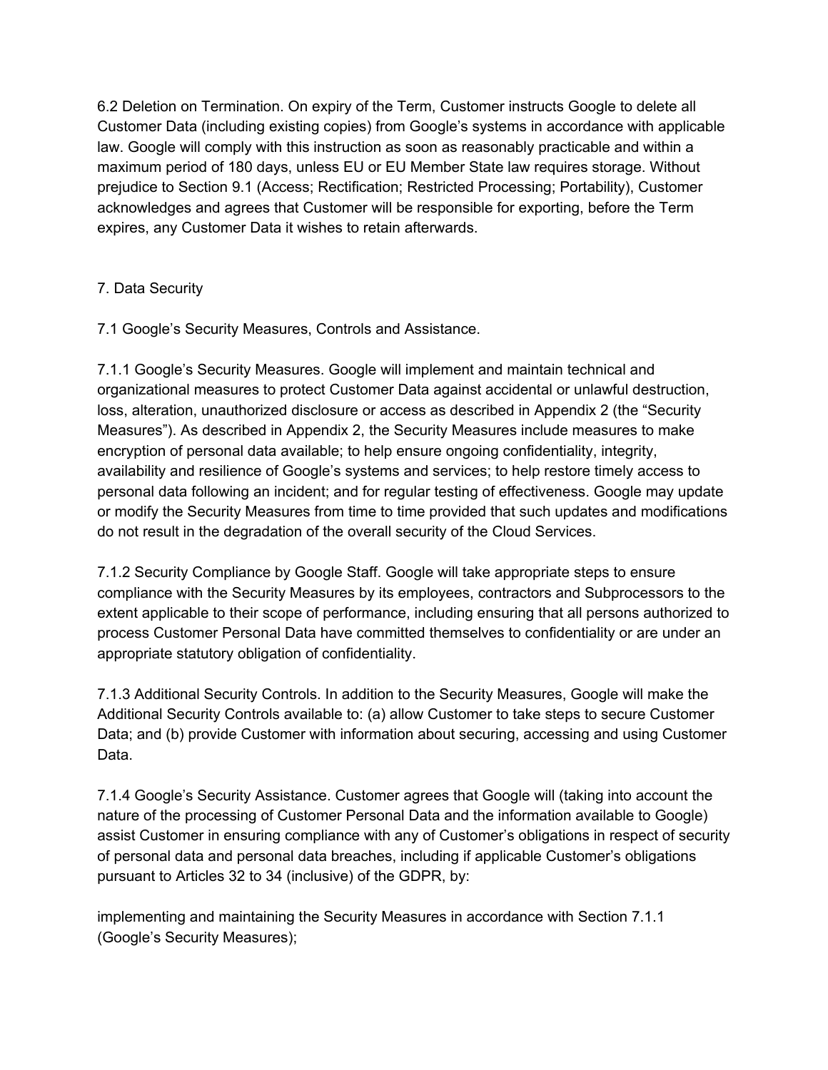6.2 Deletion on Termination. On expiry of the Term, Customer instructs Google to delete all Customer Data (including existing copies) from Google's systems in accordance with applicable law. Google will comply with this instruction as soon as reasonably practicable and within a maximum period of 180 days, unless EU or EU Member State law requires storage. Without prejudice to Section 9.1 (Access; Rectification; Restricted Processing; Portability), Customer acknowledges and agrees that Customer will be responsible for exporting, before the Term expires, any Customer Data it wishes to retain afterwards.

## 7. Data Security

### 7.1 Google's Security Measures, Controls and Assistance.

7.1.1 Google's Security Measures. Google will implement and maintain technical and organizational measures to protect Customer Data against accidental or unlawful destruction, loss, alteration, unauthorized disclosure or access as described in Appendix 2 (the "Security Measures"). As described in Appendix 2, the Security Measures include measures to make encryption of personal data available; to help ensure ongoing confidentiality, integrity, availability and resilience of Google's systems and services; to help restore timely access to personal data following an incident; and for regular testing of effectiveness. Google may update or modify the Security Measures from time to time provided that such updates and modifications do not result in the degradation of the overall security of the Cloud Services.

7.1.2 Security Compliance by Google Staff. Google will take appropriate steps to ensure compliance with the Security Measures by its employees, contractors and Subprocessors to the extent applicable to their scope of performance, including ensuring that all persons authorized to process Customer Personal Data have committed themselves to confidentiality or are under an appropriate statutory obligation of confidentiality.

7.1.3 Additional Security Controls. In addition to the Security Measures, Google will make the Additional Security Controls available to: (a) allow Customer to take steps to secure Customer Data; and (b) provide Customer with information about securing, accessing and using Customer Data.

7.1.4 Google's Security Assistance. Customer agrees that Google will (taking into account the nature of the processing of Customer Personal Data and the information available to Google) assist Customer in ensuring compliance with any of Customer's obligations in respect of security of personal data and personal data breaches, including if applicable Customer's obligations pursuant to Articles 32 to 34 (inclusive) of the GDPR, by:

implementing and maintaining the Security Measures in accordance with Section 7.1.1 (Google's Security Measures);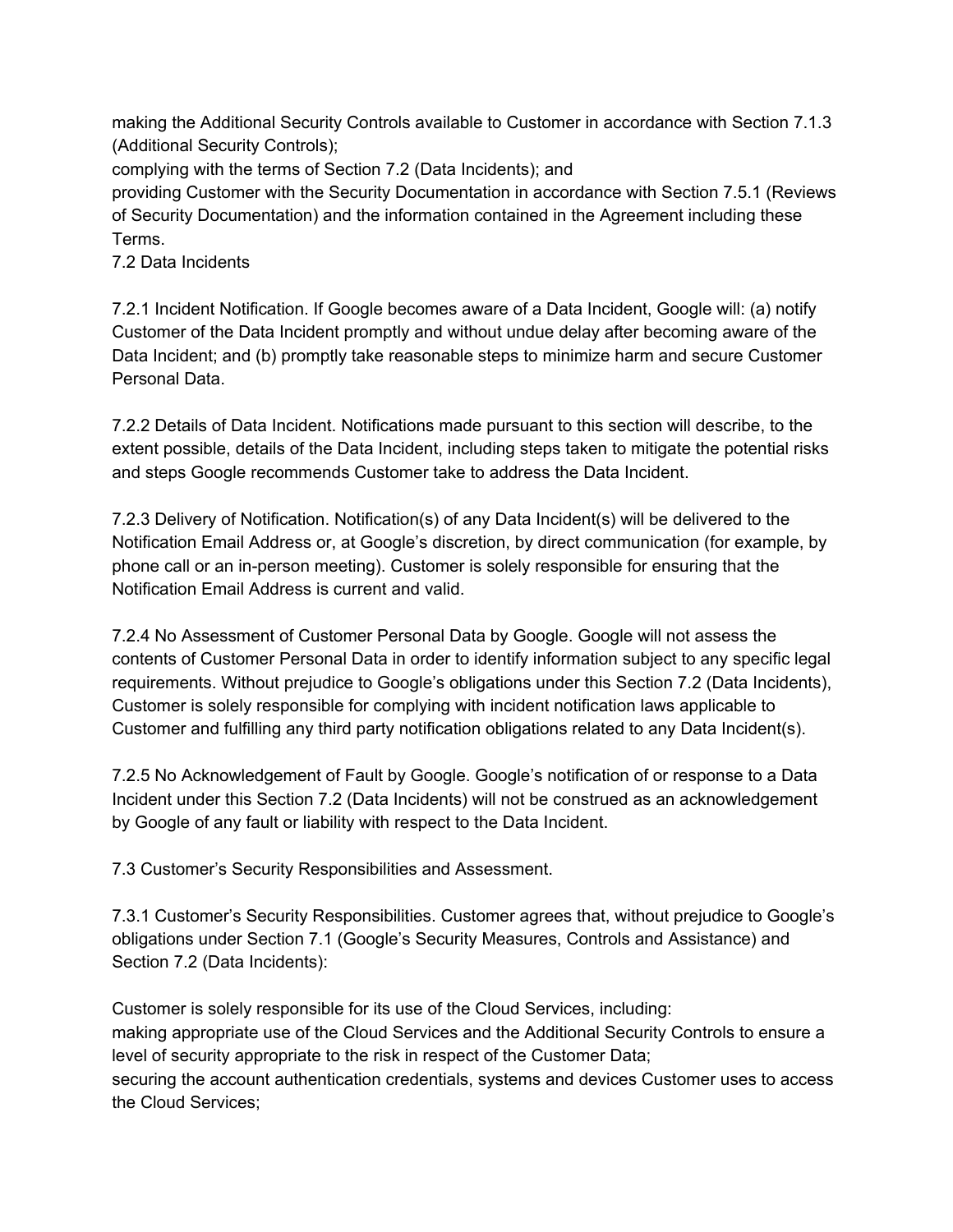making the Additional Security Controls available to Customer in accordance with Section 7.1.3 (Additional Security Controls);

complying with the terms of Section 7.2 (Data Incidents); and

providing Customer with the Security Documentation in accordance with Section 7.5.1 (Reviews of Security Documentation) and the information contained in the Agreement including these Terms.

7.2 Data Incidents

7.2.1 Incident Notification. If Google becomes aware of a Data Incident, Google will: (a) notify Customer of the Data Incident promptly and without undue delay after becoming aware of the Data Incident; and (b) promptly take reasonable steps to minimize harm and secure Customer Personal Data.

7.2.2 Details of Data Incident. Notifications made pursuant to this section will describe, to the extent possible, details of the Data Incident, including steps taken to mitigate the potential risks and steps Google recommends Customer take to address the Data Incident.

7.2.3 Delivery of Notification. Notification(s) of any Data Incident(s) will be delivered to the Notification Email Address or, at Google's discretion, by direct communication (for example, by phone call or an in-person meeting). Customer is solely responsible for ensuring that the Notification Email Address is current and valid.

7.2.4 No Assessment of Customer Personal Data by Google. Google will not assess the contents of Customer Personal Data in order to identify information subject to any specific legal requirements. Without prejudice to Google's obligations under this Section 7.2 (Data Incidents), Customer is solely responsible for complying with incident notification laws applicable to Customer and fulfilling any third party notification obligations related to any Data Incident(s).

7.2.5 No Acknowledgement of Fault by Google. Google's notification of or response to a Data Incident under this Section 7.2 (Data Incidents) will not be construed as an acknowledgement by Google of any fault or liability with respect to the Data Incident.

7.3 Customer's Security Responsibilities and Assessment.

7.3.1 Customer's Security Responsibilities. Customer agrees that, without prejudice to Google's obligations under Section 7.1 (Google's Security Measures, Controls and Assistance) and Section 7.2 (Data Incidents):

Customer is solely responsible for its use of the Cloud Services, including:

making appropriate use of the Cloud Services and the Additional Security Controls to ensure a level of security appropriate to the risk in respect of the Customer Data;

securing the account authentication credentials, systems and devices Customer uses to access the Cloud Services;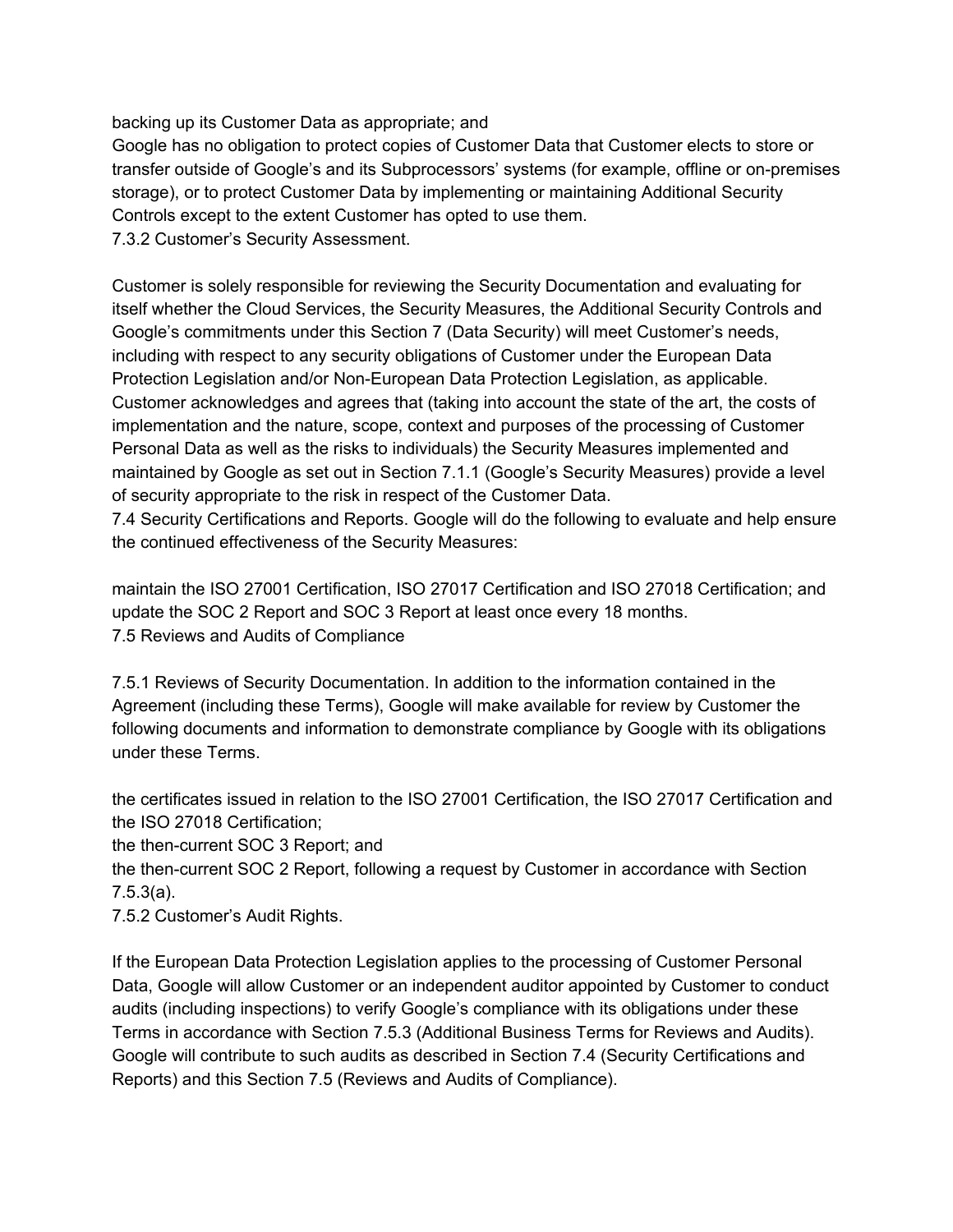backing up its Customer Data as appropriate; and
Google has no obligation to protect copies of Customer Data that Customer elects to store or transfer outside of Google's and its Subprocessors' systems (for example, offline or on-premises storage), or to protect Customer Data by implementing or maintaining Additional Security Controls except to the extent Customer has opted to use them.
7.3.2 Customer's Security Assessment.

Customer is solely responsible for reviewing the Security Documentation and evaluating for itself whether the Cloud Services, the Security Measures, the Additional Security Controls and Google's commitments under this Section 7 (Data Security) will meet Customer's needs, including with respect to any security obligations of Customer under the European Data Protection Legislation and/or Non-European Data Protection Legislation, as applicable. Customer acknowledges and agrees that (taking into account the state of the art, the costs of implementation and the nature, scope, context and purposes of the processing of Customer Personal Data as well as the risks to individuals) the Security Measures implemented and maintained by Google as set out in Section 7.1.1 (Google's Security Measures) provide a level of security appropriate to the risk in respect of the Customer Data.
7.4 Security Certifications and Reports. Google will do the following to evaluate and help ensure the continued effectiveness of the Security Measures:

maintain the ISO 27001 Certification, ISO 27017 Certification and ISO 27018 Certification; and
update the SOC 2 Report and SOC 3 Report at least once every 18 months.
7.5 Reviews and Audits of Compliance

7.5.1 Reviews of Security Documentation. In addition to the information contained in the Agreement (including these Terms), Google will make available for review by Customer the following documents and information to demonstrate compliance by Google with its obligations under these Terms.

the certificates issued in relation to the ISO 27001 Certification, the ISO 27017 Certification and the ISO 27018 Certification;
the then-current SOC 3 Report; and
the then-current SOC 2 Report, following a request by Customer in accordance with Section 7.5.3(a).
7.5.2 Customer's Audit Rights.

If the European Data Protection Legislation applies to the processing of Customer Personal Data, Google will allow Customer or an independent auditor appointed by Customer to conduct audits (including inspections) to verify Google's compliance with its obligations under these Terms in accordance with Section 7.5.3 (Additional Business Terms for Reviews and Audits). Google will contribute to such audits as described in Section 7.4 (Security Certifications and Reports) and this Section 7.5 (Reviews and Audits of Compliance).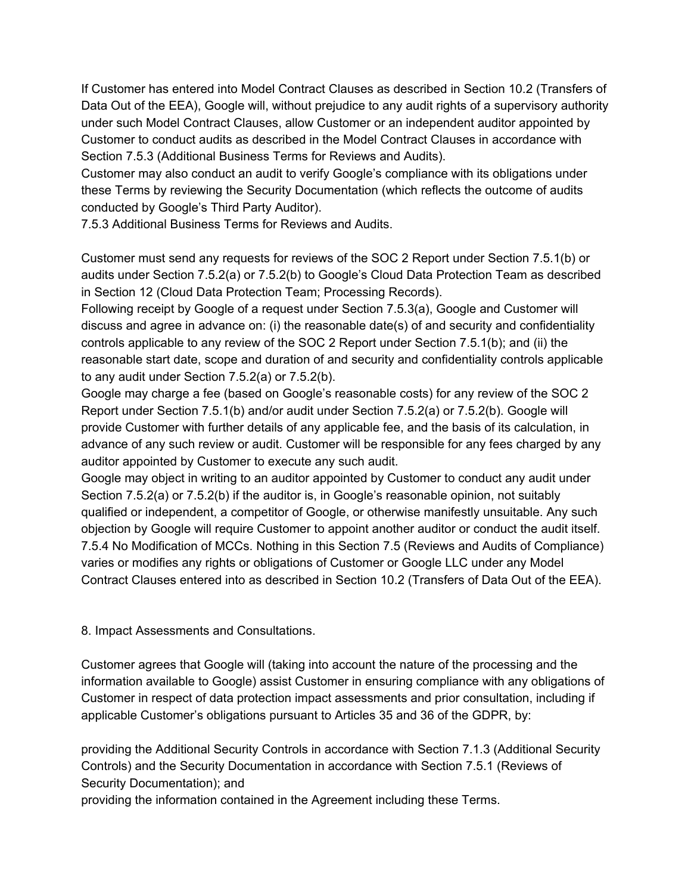If Customer has entered into Model Contract Clauses as described in Section 10.2 (Transfers of Data Out of the EEA), Google will, without prejudice to any audit rights of a supervisory authority under such Model Contract Clauses, allow Customer or an independent auditor appointed by Customer to conduct audits as described in the Model Contract Clauses in accordance with Section 7.5.3 (Additional Business Terms for Reviews and Audits).

Customer may also conduct an audit to verify Google's compliance with its obligations under these Terms by reviewing the Security Documentation (which reflects the outcome of audits conducted by Google's Third Party Auditor).

7.5.3 Additional Business Terms for Reviews and Audits.

Customer must send any requests for reviews of the SOC 2 Report under Section 7.5.1(b) or audits under Section 7.5.2(a) or 7.5.2(b) to Google's Cloud Data Protection Team as described in Section 12 (Cloud Data Protection Team; Processing Records).

Following receipt by Google of a request under Section 7.5.3(a), Google and Customer will discuss and agree in advance on: (i) the reasonable date(s) of and security and confidentiality controls applicable to any review of the SOC 2 Report under Section 7.5.1(b); and (ii) the reasonable start date, scope and duration of and security and confidentiality controls applicable to any audit under Section 7.5.2(a) or 7.5.2(b).

Google may charge a fee (based on Google's reasonable costs) for any review of the SOC 2 Report under Section 7.5.1(b) and/or audit under Section 7.5.2(a) or 7.5.2(b). Google will provide Customer with further details of any applicable fee, and the basis of its calculation, in advance of any such review or audit. Customer will be responsible for any fees charged by any auditor appointed by Customer to execute any such audit.

Google may object in writing to an auditor appointed by Customer to conduct any audit under Section 7.5.2(a) or 7.5.2(b) if the auditor is, in Google's reasonable opinion, not suitably qualified or independent, a competitor of Google, or otherwise manifestly unsuitable. Any such objection by Google will require Customer to appoint another auditor or conduct the audit itself.

7.5.4 No Modification of MCCs. Nothing in this Section 7.5 (Reviews and Audits of Compliance) varies or modifies any rights or obligations of Customer or Google LLC under any Model Contract Clauses entered into as described in Section 10.2 (Transfers of Data Out of the EEA).

## 8. Impact Assessments and Consultations.

Customer agrees that Google will (taking into account the nature of the processing and the information available to Google) assist Customer in ensuring compliance with any obligations of Customer in respect of data protection impact assessments and prior consultation, including if applicable Customer's obligations pursuant to Articles 35 and 36 of the GDPR, by:

providing the Additional Security Controls in accordance with Section 7.1.3 (Additional Security Controls) and the Security Documentation in accordance with Section 7.5.1 (Reviews of Security Documentation); and

providing the information contained in the Agreement including these Terms.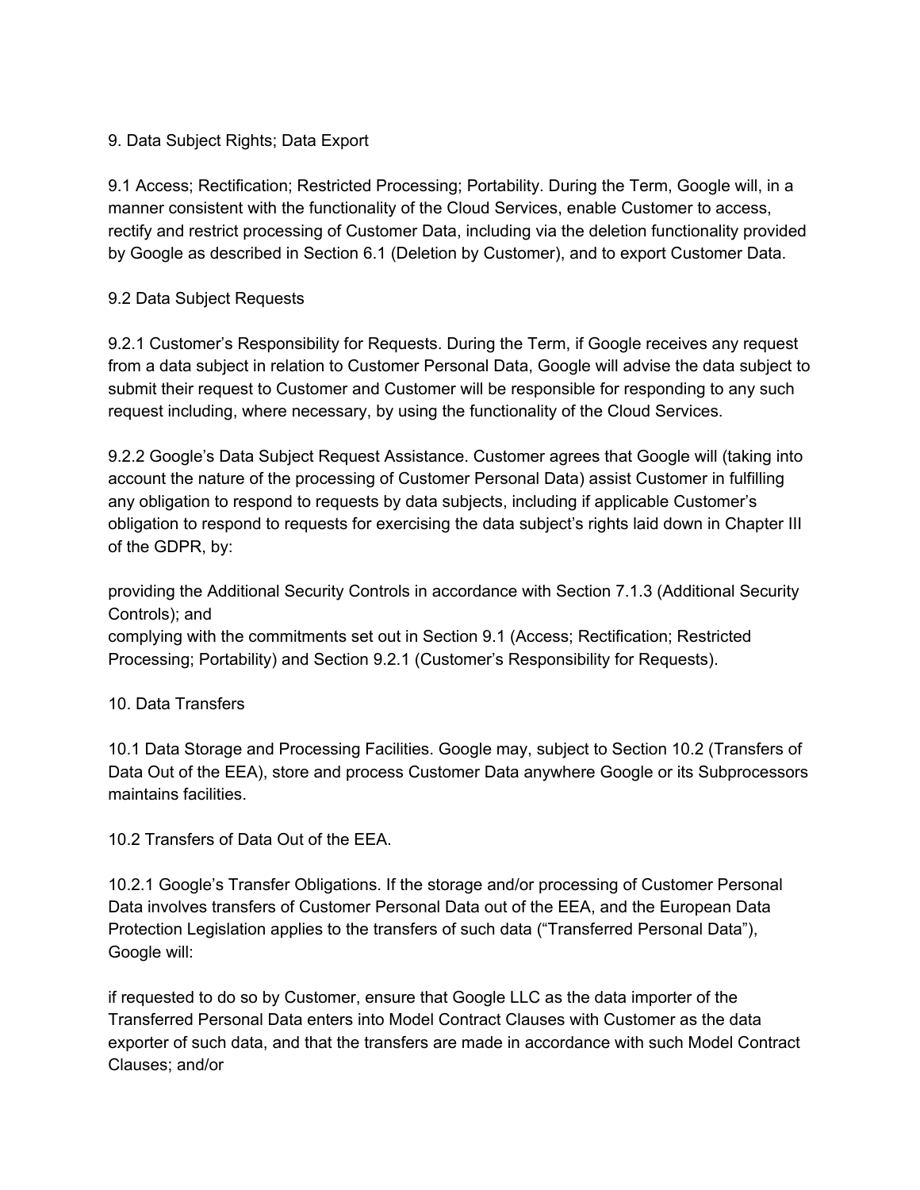## 9. Data Subject Rights; Data Export

9.1 Access; Rectification; Restricted Processing; Portability. During the Term, Google will, in a manner consistent with the functionality of the Cloud Services, enable Customer to access, rectify and restrict processing of Customer Data, including via the deletion functionality provided by Google as described in Section 6.1 (Deletion by Customer), and to export Customer Data.

### 9.2 Data Subject Requests

9.2.1 Customer's Responsibility for Requests. During the Term, if Google receives any request from a data subject in relation to Customer Personal Data, Google will advise the data subject to submit their request to Customer and Customer will be responsible for responding to any such request including, where necessary, by using the functionality of the Cloud Services.

9.2.2 Google's Data Subject Request Assistance. Customer agrees that Google will (taking into account the nature of the processing of Customer Personal Data) assist Customer in fulfilling any obligation to respond to requests by data subjects, including if applicable Customer's obligation to respond to requests for exercising the data subject's rights laid down in Chapter III of the GDPR, by:

providing the Additional Security Controls in accordance with Section 7.1.3 (Additional Security Controls); and
complying with the commitments set out in Section 9.1 (Access; Rectification; Restricted Processing; Portability) and Section 9.2.1 (Customer's Responsibility for Requests).

## 10. Data Transfers

10.1 Data Storage and Processing Facilities. Google may, subject to Section 10.2 (Transfers of Data Out of the EEA), store and process Customer Data anywhere Google or its Subprocessors maintains facilities.

### 10.2 Transfers of Data Out of the EEA.

10.2.1 Google's Transfer Obligations. If the storage and/or processing of Customer Personal Data involves transfers of Customer Personal Data out of the EEA, and the European Data Protection Legislation applies to the transfers of such data ("Transferred Personal Data"), Google will:

if requested to do so by Customer, ensure that Google LLC as the data importer of the Transferred Personal Data enters into Model Contract Clauses with Customer as the data exporter of such data, and that the transfers are made in accordance with such Model Contract Clauses; and/or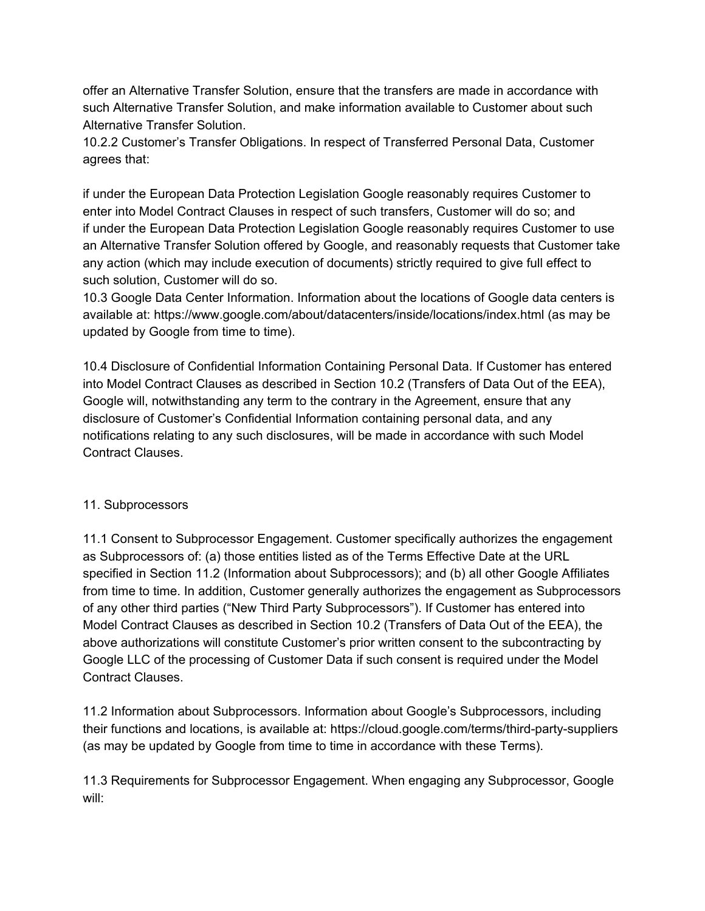offer an Alternative Transfer Solution, ensure that the transfers are made in accordance with such Alternative Transfer Solution, and make information available to Customer about such Alternative Transfer Solution.

10.2.2 Customer's Transfer Obligations. In respect of Transferred Personal Data, Customer agrees that:

if under the European Data Protection Legislation Google reasonably requires Customer to enter into Model Contract Clauses in respect of such transfers, Customer will do so; and

if under the European Data Protection Legislation Google reasonably requires Customer to use an Alternative Transfer Solution offered by Google, and reasonably requests that Customer take any action (which may include execution of documents) strictly required to give full effect to such solution, Customer will do so.

10.3 Google Data Center Information. Information about the locations of Google data centers is available at: https://www.google.com/about/datacenters/inside/locations/index.html (as may be updated by Google from time to time).

10.4 Disclosure of Confidential Information Containing Personal Data. If Customer has entered into Model Contract Clauses as described in Section 10.2 (Transfers of Data Out of the EEA), Google will, notwithstanding any term to the contrary in the Agreement, ensure that any disclosure of Customer's Confidential Information containing personal data, and any notifications relating to any such disclosures, will be made in accordance with such Model Contract Clauses.

## 11. Subprocessors

11.1 Consent to Subprocessor Engagement. Customer specifically authorizes the engagement as Subprocessors of: (a) those entities listed as of the Terms Effective Date at the URL specified in Section 11.2 (Information about Subprocessors); and (b) all other Google Affiliates from time to time. In addition, Customer generally authorizes the engagement as Subprocessors of any other third parties ("New Third Party Subprocessors"). If Customer has entered into Model Contract Clauses as described in Section 10.2 (Transfers of Data Out of the EEA), the above authorizations will constitute Customer's prior written consent to the subcontracting by Google LLC of the processing of Customer Data if such consent is required under the Model Contract Clauses.

11.2 Information about Subprocessors. Information about Google's Subprocessors, including their functions and locations, is available at: https://cloud.google.com/terms/third-party-suppliers (as may be updated by Google from time to time in accordance with these Terms).

11.3 Requirements for Subprocessor Engagement. When engaging any Subprocessor, Google will: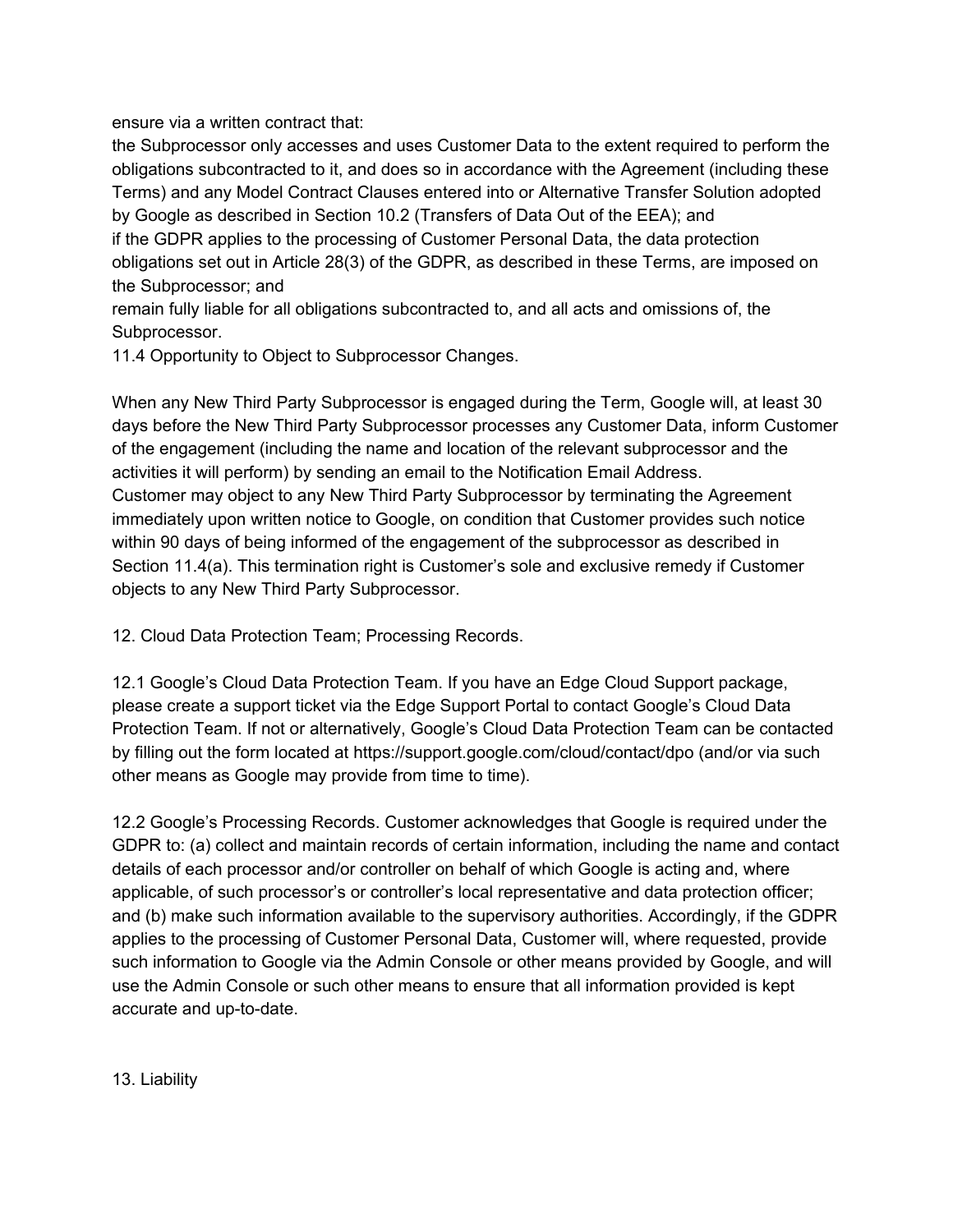ensure via a written contract that:

the Subprocessor only accesses and uses Customer Data to the extent required to perform the obligations subcontracted to it, and does so in accordance with the Agreement (including these Terms) and any Model Contract Clauses entered into or Alternative Transfer Solution adopted by Google as described in Section 10.2 (Transfers of Data Out of the EEA); and

if the GDPR applies to the processing of Customer Personal Data, the data protection obligations set out in Article 28(3) of the GDPR, as described in these Terms, are imposed on the Subprocessor; and

remain fully liable for all obligations subcontracted to, and all acts and omissions of, the Subprocessor.

11.4 Opportunity to Object to Subprocessor Changes.

When any New Third Party Subprocessor is engaged during the Term, Google will, at least 30 days before the New Third Party Subprocessor processes any Customer Data, inform Customer of the engagement (including the name and location of the relevant subprocessor and the activities it will perform) by sending an email to the Notification Email Address.

Customer may object to any New Third Party Subprocessor by terminating the Agreement immediately upon written notice to Google, on condition that Customer provides such notice within 90 days of being informed of the engagement of the subprocessor as described in Section 11.4(a). This termination right is Customer's sole and exclusive remedy if Customer objects to any New Third Party Subprocessor.

## 12. Cloud Data Protection Team; Processing Records.

12.1 Google's Cloud Data Protection Team. If you have an Edge Cloud Support package, please create a support ticket via the Edge Support Portal to contact Google's Cloud Data Protection Team. If not or alternatively, Google's Cloud Data Protection Team can be contacted by filling out the form located at https://support.google.com/cloud/contact/dpo (and/or via such other means as Google may provide from time to time).

12.2 Google's Processing Records. Customer acknowledges that Google is required under the GDPR to: (a) collect and maintain records of certain information, including the name and contact details of each processor and/or controller on behalf of which Google is acting and, where applicable, of such processor's or controller's local representative and data protection officer; and (b) make such information available to the supervisory authorities. Accordingly, if the GDPR applies to the processing of Customer Personal Data, Customer will, where requested, provide such information to Google via the Admin Console or other means provided by Google, and will use the Admin Console or such other means to ensure that all information provided is kept accurate and up-to-date.

## 13. Liability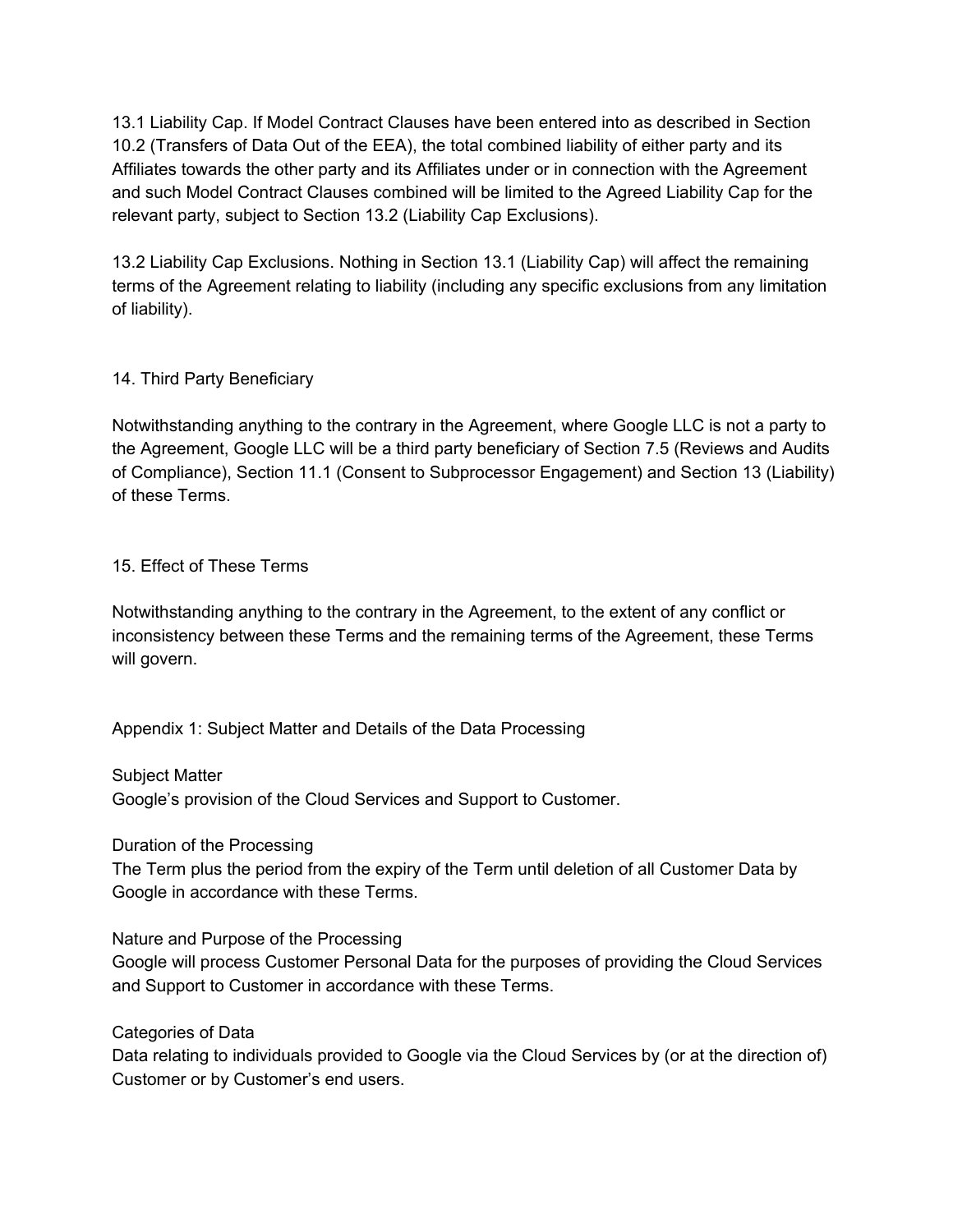13.1 Liability Cap. If Model Contract Clauses have been entered into as described in Section 10.2 (Transfers of Data Out of the EEA), the total combined liability of either party and its Affiliates towards the other party and its Affiliates under or in connection with the Agreement and such Model Contract Clauses combined will be limited to the Agreed Liability Cap for the relevant party, subject to Section 13.2 (Liability Cap Exclusions).

13.2 Liability Cap Exclusions. Nothing in Section 13.1 (Liability Cap) will affect the remaining terms of the Agreement relating to liability (including any specific exclusions from any limitation of liability).

## 14. Third Party Beneficiary

Notwithstanding anything to the contrary in the Agreement, where Google LLC is not a party to the Agreement, Google LLC will be a third party beneficiary of Section 7.5 (Reviews and Audits of Compliance), Section 11.1 (Consent to Subprocessor Engagement) and Section 13 (Liability) of these Terms.

## 15. Effect of These Terms

Notwithstanding anything to the contrary in the Agreement, to the extent of any conflict or inconsistency between these Terms and the remaining terms of the Agreement, these Terms will govern.

## Appendix 1: Subject Matter and Details of the Data Processing

Subject Matter
Google's provision of the Cloud Services and Support to Customer.

Duration of the Processing
The Term plus the period from the expiry of the Term until deletion of all Customer Data by Google in accordance with these Terms.

Nature and Purpose of the Processing
Google will process Customer Personal Data for the purposes of providing the Cloud Services and Support to Customer in accordance with these Terms.

Categories of Data
Data relating to individuals provided to Google via the Cloud Services by (or at the direction of) Customer or by Customer's end users.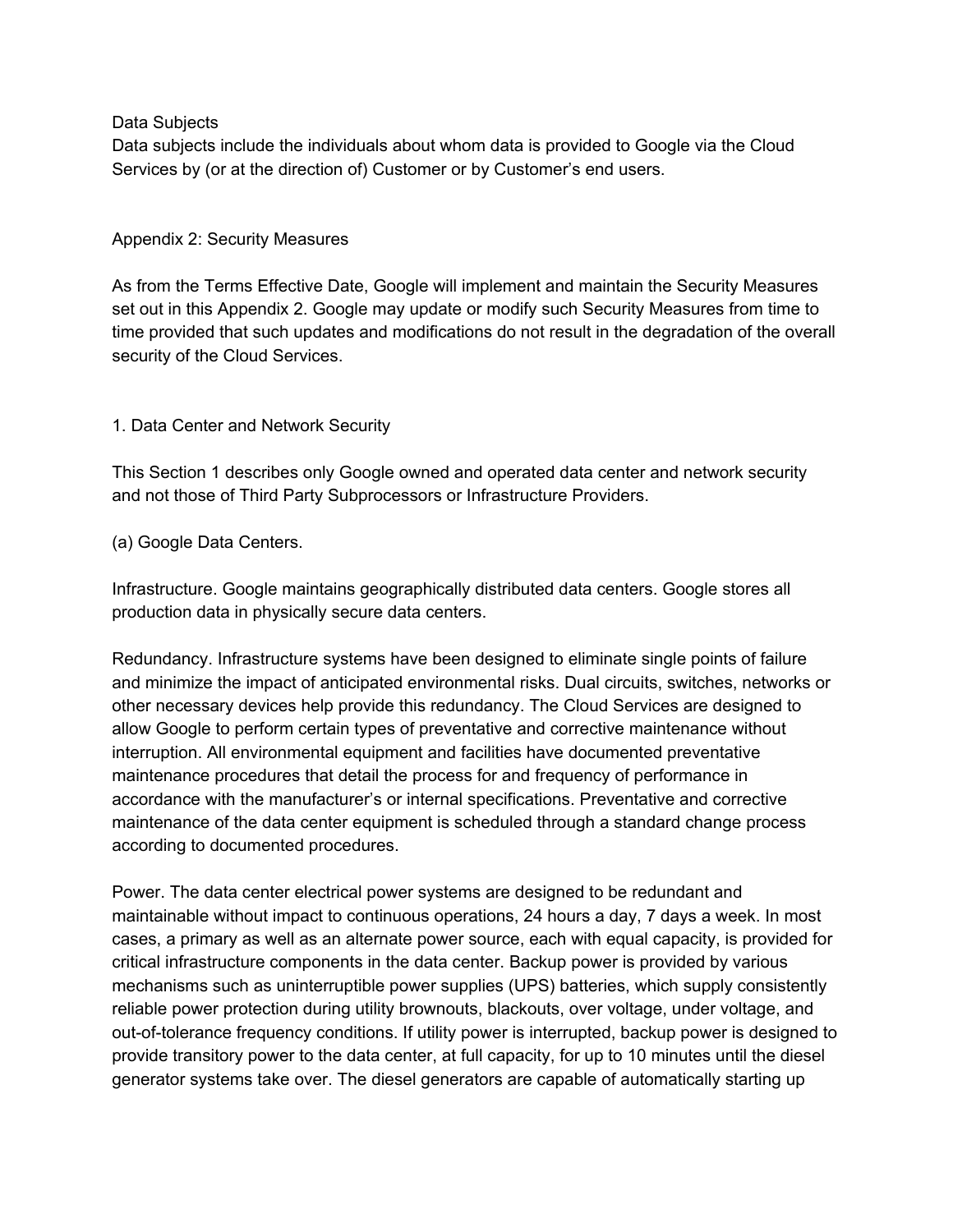Data Subjects

Data subjects include the individuals about whom data is provided to Google via the Cloud Services by (or at the direction of) Customer or by Customer's end users.

## Appendix 2: Security Measures

As from the Terms Effective Date, Google will implement and maintain the Security Measures set out in this Appendix 2. Google may update or modify such Security Measures from time to time provided that such updates and modifications do not result in the degradation of the overall security of the Cloud Services.

### 1. Data Center and Network Security

This Section 1 describes only Google owned and operated data center and network security and not those of Third Party Subprocessors or Infrastructure Providers.

(a) Google Data Centers.

Infrastructure. Google maintains geographically distributed data centers. Google stores all production data in physically secure data centers.

Redundancy. Infrastructure systems have been designed to eliminate single points of failure and minimize the impact of anticipated environmental risks. Dual circuits, switches, networks or other necessary devices help provide this redundancy. The Cloud Services are designed to allow Google to perform certain types of preventative and corrective maintenance without interruption. All environmental equipment and facilities have documented preventative maintenance procedures that detail the process for and frequency of performance in accordance with the manufacturer's or internal specifications. Preventative and corrective maintenance of the data center equipment is scheduled through a standard change process according to documented procedures.

Power. The data center electrical power systems are designed to be redundant and maintainable without impact to continuous operations, 24 hours a day, 7 days a week. In most cases, a primary as well as an alternate power source, each with equal capacity, is provided for critical infrastructure components in the data center. Backup power is provided by various mechanisms such as uninterruptible power supplies (UPS) batteries, which supply consistently reliable power protection during utility brownouts, blackouts, over voltage, under voltage, and out-of-tolerance frequency conditions. If utility power is interrupted, backup power is designed to provide transitory power to the data center, at full capacity, for up to 10 minutes until the diesel generator systems take over. The diesel generators are capable of automatically starting up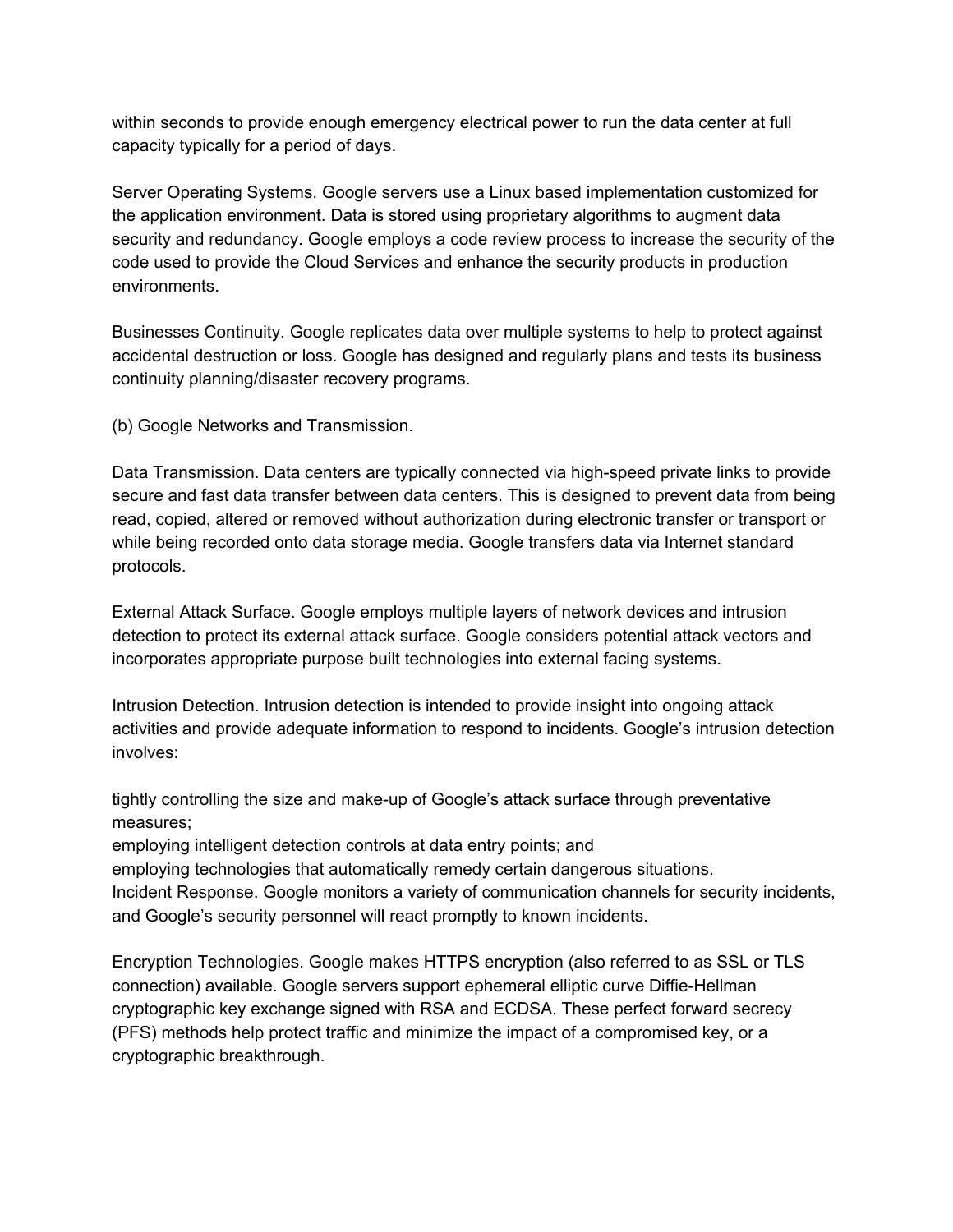within seconds to provide enough emergency electrical power to run the data center at full capacity typically for a period of days.

Server Operating Systems. Google servers use a Linux based implementation customized for the application environment. Data is stored using proprietary algorithms to augment data security and redundancy. Google employs a code review process to increase the security of the code used to provide the Cloud Services and enhance the security products in production environments.

Businesses Continuity. Google replicates data over multiple systems to help to protect against accidental destruction or loss. Google has designed and regularly plans and tests its business continuity planning/disaster recovery programs.

(b) Google Networks and Transmission.

Data Transmission. Data centers are typically connected via high-speed private links to provide secure and fast data transfer between data centers. This is designed to prevent data from being read, copied, altered or removed without authorization during electronic transfer or transport or while being recorded onto data storage media. Google transfers data via Internet standard protocols.

External Attack Surface. Google employs multiple layers of network devices and intrusion detection to protect its external attack surface. Google considers potential attack vectors and incorporates appropriate purpose built technologies into external facing systems.

Intrusion Detection. Intrusion detection is intended to provide insight into ongoing attack activities and provide adequate information to respond to incidents. Google's intrusion detection involves:

tightly controlling the size and make-up of Google's attack surface through preventative measures;
employing intelligent detection controls at data entry points; and
employing technologies that automatically remedy certain dangerous situations.
Incident Response. Google monitors a variety of communication channels for security incidents, and Google's security personnel will react promptly to known incidents.

Encryption Technologies. Google makes HTTPS encryption (also referred to as SSL or TLS connection) available. Google servers support ephemeral elliptic curve Diffie-Hellman cryptographic key exchange signed with RSA and ECDSA. These perfect forward secrecy (PFS) methods help protect traffic and minimize the impact of a compromised key, or a cryptographic breakthrough.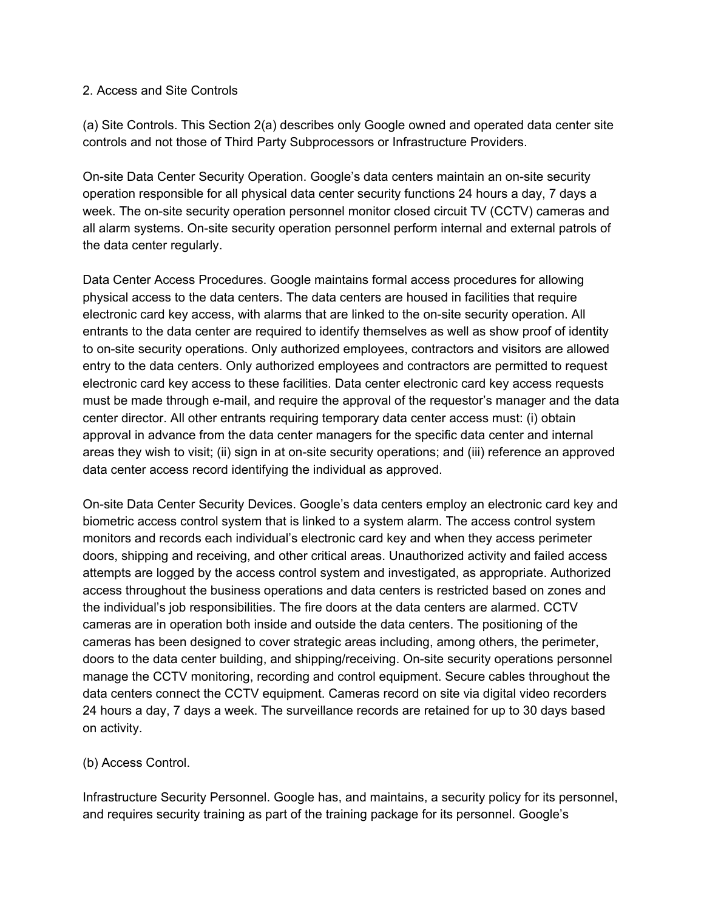2. Access and Site Controls

(a) Site Controls. This Section 2(a) describes only Google owned and operated data center site controls and not those of Third Party Subprocessors or Infrastructure Providers.

On-site Data Center Security Operation. Google's data centers maintain an on-site security operation responsible for all physical data center security functions 24 hours a day, 7 days a week. The on-site security operation personnel monitor closed circuit TV (CCTV) cameras and all alarm systems. On-site security operation personnel perform internal and external patrols of the data center regularly.

Data Center Access Procedures. Google maintains formal access procedures for allowing physical access to the data centers. The data centers are housed in facilities that require electronic card key access, with alarms that are linked to the on-site security operation. All entrants to the data center are required to identify themselves as well as show proof of identity to on-site security operations. Only authorized employees, contractors and visitors are allowed entry to the data centers. Only authorized employees and contractors are permitted to request electronic card key access to these facilities. Data center electronic card key access requests must be made through e-mail, and require the approval of the requestor's manager and the data center director. All other entrants requiring temporary data center access must: (i) obtain approval in advance from the data center managers for the specific data center and internal areas they wish to visit; (ii) sign in at on-site security operations; and (iii) reference an approved data center access record identifying the individual as approved.

On-site Data Center Security Devices. Google's data centers employ an electronic card key and biometric access control system that is linked to a system alarm. The access control system monitors and records each individual's electronic card key and when they access perimeter doors, shipping and receiving, and other critical areas. Unauthorized activity and failed access attempts are logged by the access control system and investigated, as appropriate. Authorized access throughout the business operations and data centers is restricted based on zones and the individual's job responsibilities. The fire doors at the data centers are alarmed. CCTV cameras are in operation both inside and outside the data centers. The positioning of the cameras has been designed to cover strategic areas including, among others, the perimeter, doors to the data center building, and shipping/receiving. On-site security operations personnel manage the CCTV monitoring, recording and control equipment. Secure cables throughout the data centers connect the CCTV equipment. Cameras record on site via digital video recorders 24 hours a day, 7 days a week. The surveillance records are retained for up to 30 days based on activity.

(b) Access Control.

Infrastructure Security Personnel. Google has, and maintains, a security policy for its personnel, and requires security training as part of the training package for its personnel. Google's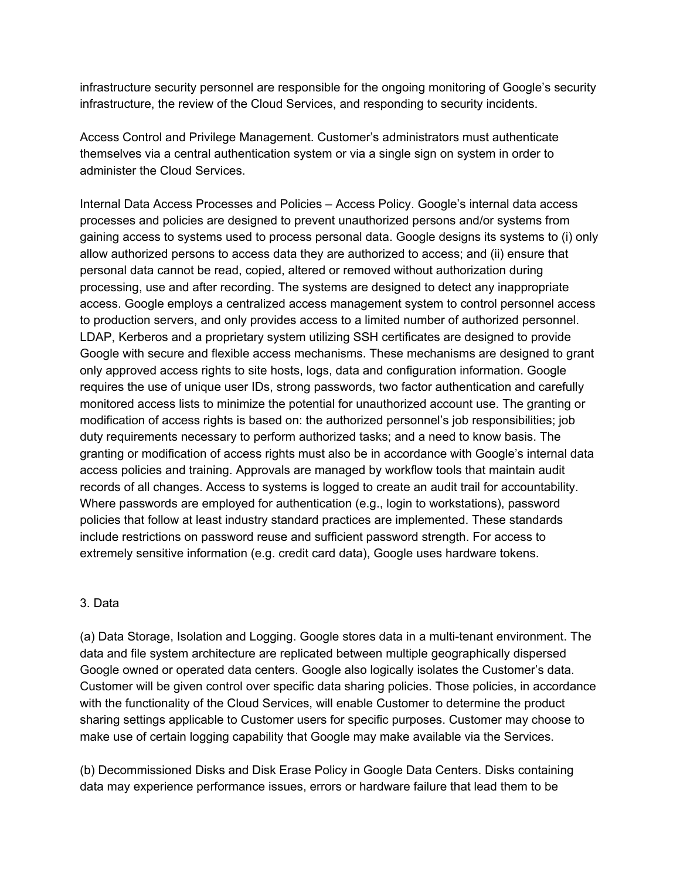infrastructure security personnel are responsible for the ongoing monitoring of Google's security infrastructure, the review of the Cloud Services, and responding to security incidents.

Access Control and Privilege Management. Customer's administrators must authenticate themselves via a central authentication system or via a single sign on system in order to administer the Cloud Services.

Internal Data Access Processes and Policies – Access Policy. Google's internal data access processes and policies are designed to prevent unauthorized persons and/or systems from gaining access to systems used to process personal data. Google designs its systems to (i) only allow authorized persons to access data they are authorized to access; and (ii) ensure that personal data cannot be read, copied, altered or removed without authorization during processing, use and after recording. The systems are designed to detect any inappropriate access. Google employs a centralized access management system to control personnel access to production servers, and only provides access to a limited number of authorized personnel. LDAP, Kerberos and a proprietary system utilizing SSH certificates are designed to provide Google with secure and flexible access mechanisms. These mechanisms are designed to grant only approved access rights to site hosts, logs, data and configuration information. Google requires the use of unique user IDs, strong passwords, two factor authentication and carefully monitored access lists to minimize the potential for unauthorized account use. The granting or modification of access rights is based on: the authorized personnel's job responsibilities; job duty requirements necessary to perform authorized tasks; and a need to know basis. The granting or modification of access rights must also be in accordance with Google's internal data access policies and training. Approvals are managed by workflow tools that maintain audit records of all changes. Access to systems is logged to create an audit trail for accountability. Where passwords are employed for authentication (e.g., login to workstations), password policies that follow at least industry standard practices are implemented. These standards include restrictions on password reuse and sufficient password strength. For access to extremely sensitive information (e.g. credit card data), Google uses hardware tokens.

## 3. Data

(a) Data Storage, Isolation and Logging. Google stores data in a multi-tenant environment. The data and file system architecture are replicated between multiple geographically dispersed Google owned or operated data centers. Google also logically isolates the Customer's data. Customer will be given control over specific data sharing policies. Those policies, in accordance with the functionality of the Cloud Services, will enable Customer to determine the product sharing settings applicable to Customer users for specific purposes. Customer may choose to make use of certain logging capability that Google may make available via the Services.

(b) Decommissioned Disks and Disk Erase Policy in Google Data Centers. Disks containing data may experience performance issues, errors or hardware failure that lead them to be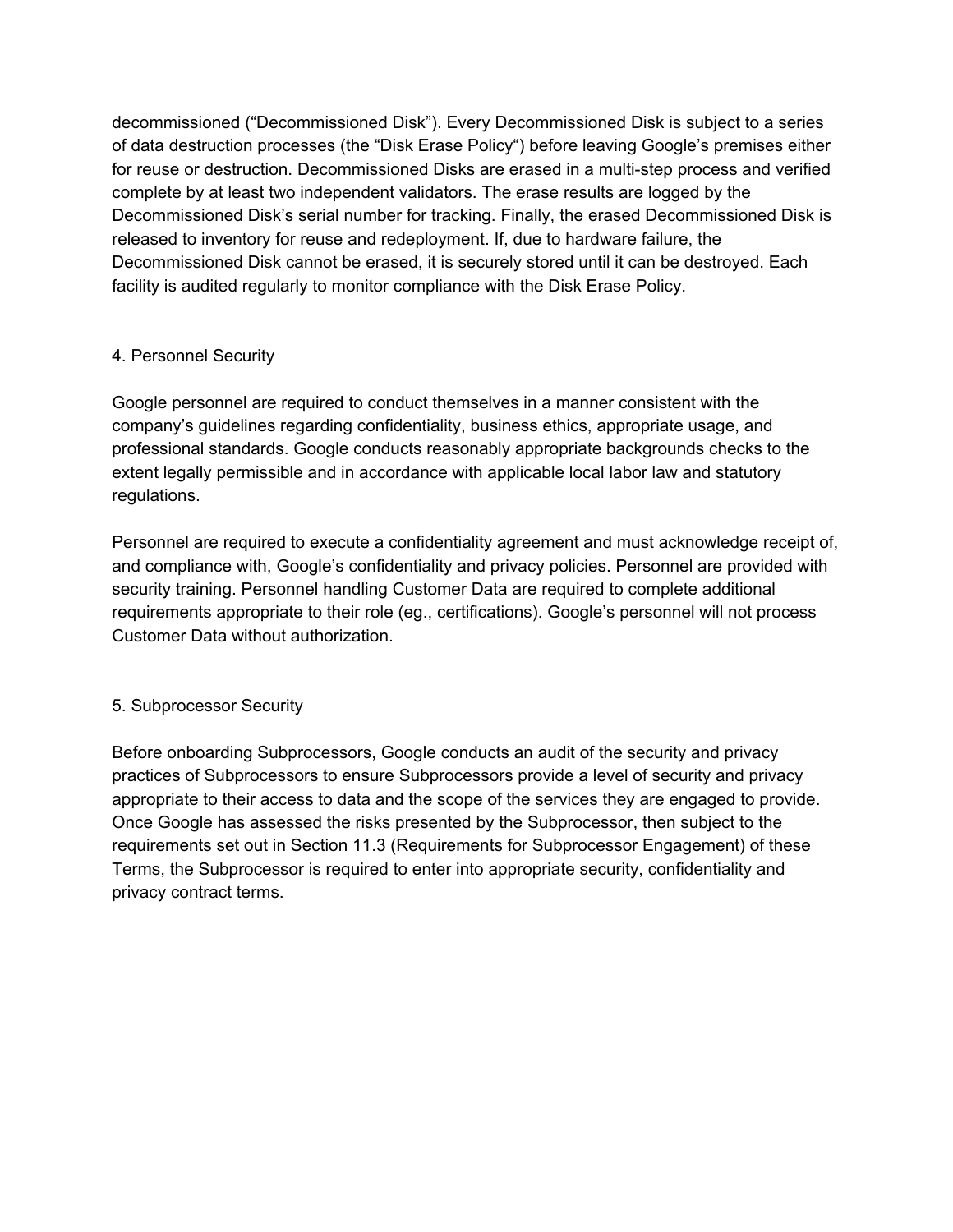decommissioned (“Decommissioned Disk”). Every Decommissioned Disk is subject to a series of data destruction processes (the “Disk Erase Policy“) before leaving Google’s premises either for reuse or destruction. Decommissioned Disks are erased in a multi-step process and verified complete by at least two independent validators. The erase results are logged by the Decommissioned Disk’s serial number for tracking. Finally, the erased Decommissioned Disk is released to inventory for reuse and redeployment. If, due to hardware failure, the Decommissioned Disk cannot be erased, it is securely stored until it can be destroyed. Each facility is audited regularly to monitor compliance with the Disk Erase Policy.

## 4. Personnel Security

Google personnel are required to conduct themselves in a manner consistent with the company’s guidelines regarding confidentiality, business ethics, appropriate usage, and professional standards. Google conducts reasonably appropriate backgrounds checks to the extent legally permissible and in accordance with applicable local labor law and statutory regulations.

Personnel are required to execute a confidentiality agreement and must acknowledge receipt of, and compliance with, Google’s confidentiality and privacy policies. Personnel are provided with security training. Personnel handling Customer Data are required to complete additional requirements appropriate to their role (eg., certifications). Google’s personnel will not process Customer Data without authorization.

## 5. Subprocessor Security

Before onboarding Subprocessors, Google conducts an audit of the security and privacy practices of Subprocessors to ensure Subprocessors provide a level of security and privacy appropriate to their access to data and the scope of the services they are engaged to provide. Once Google has assessed the risks presented by the Subprocessor, then subject to the requirements set out in Section 11.3 (Requirements for Subprocessor Engagement) of these Terms, the Subprocessor is required to enter into appropriate security, confidentiality and privacy contract terms.